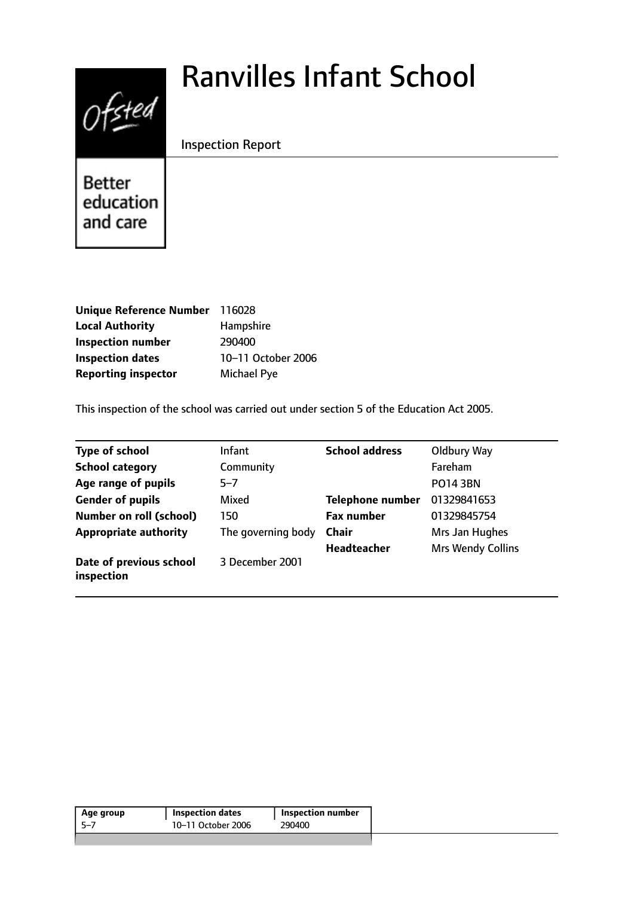# Ranvilles Infant School

Inspection Report

Better education and care

| | |
|---|---|
| **Unique Reference Number** | 116028 |
| **Local Authority** | Hampshire |
| **Inspection number** | 290400 |
| **Inspection dates** | 10–11 October 2006 |
| **Reporting inspector** | Michael Pye |

This inspection of the school was carried out under section 5 of the Education Act 2005.

| | | | |
|---|---|---|---|
| **Type of school** | Infant | **School address** | Oldbury Way |
| **School category** | Community | | Fareham |
| **Age range of pupils** | 5–7 | | PO14 3BN |
| **Gender of pupils** | Mixed | **Telephone number** | 01329841653 |
| **Number on roll (school)** | 150 | **Fax number** | 01329845754 |
| **Appropriate authority** | The governing body | **Chair** | Mrs Jan Hughes |
| | | **Headteacher** | Mrs Wendy Collins |
| **Date of previous school inspection** | 3 December 2001 | | |

| Age group | Inspection dates | Inspection number |
|---|---|---|
| 5–7 | 10–11 October 2006 | 290400 |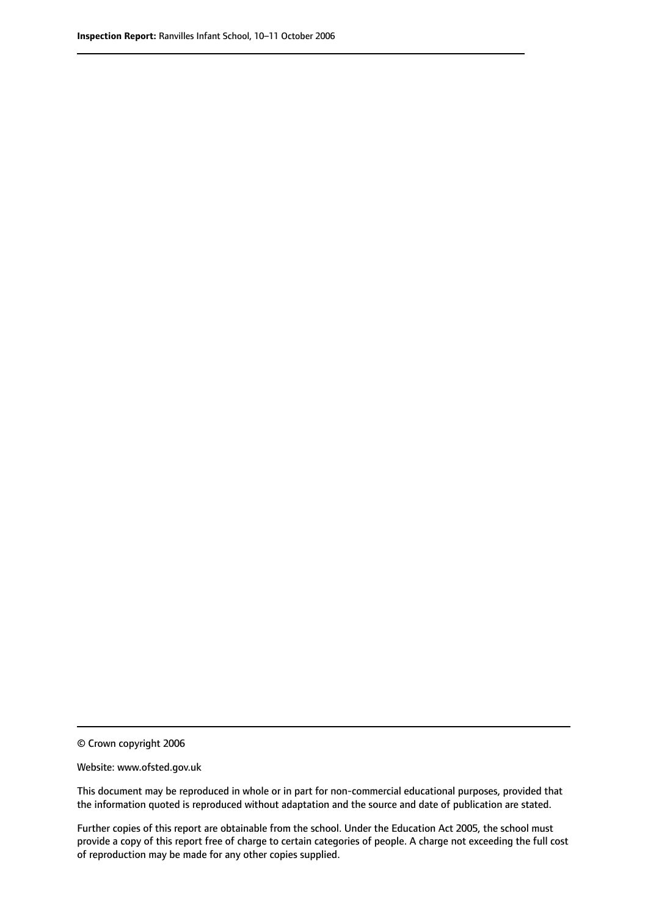© Crown copyright 2006

Website: www.ofsted.gov.uk

This document may be reproduced in whole or in part for non-commercial educational purposes, provided that the information quoted is reproduced without adaptation and the source and date of publication are stated.

Further copies of this report are obtainable from the school. Under the Education Act 2005, the school must provide a copy of this report free of charge to certain categories of people. A charge not exceeding the full cost of reproduction may be made for any other copies supplied.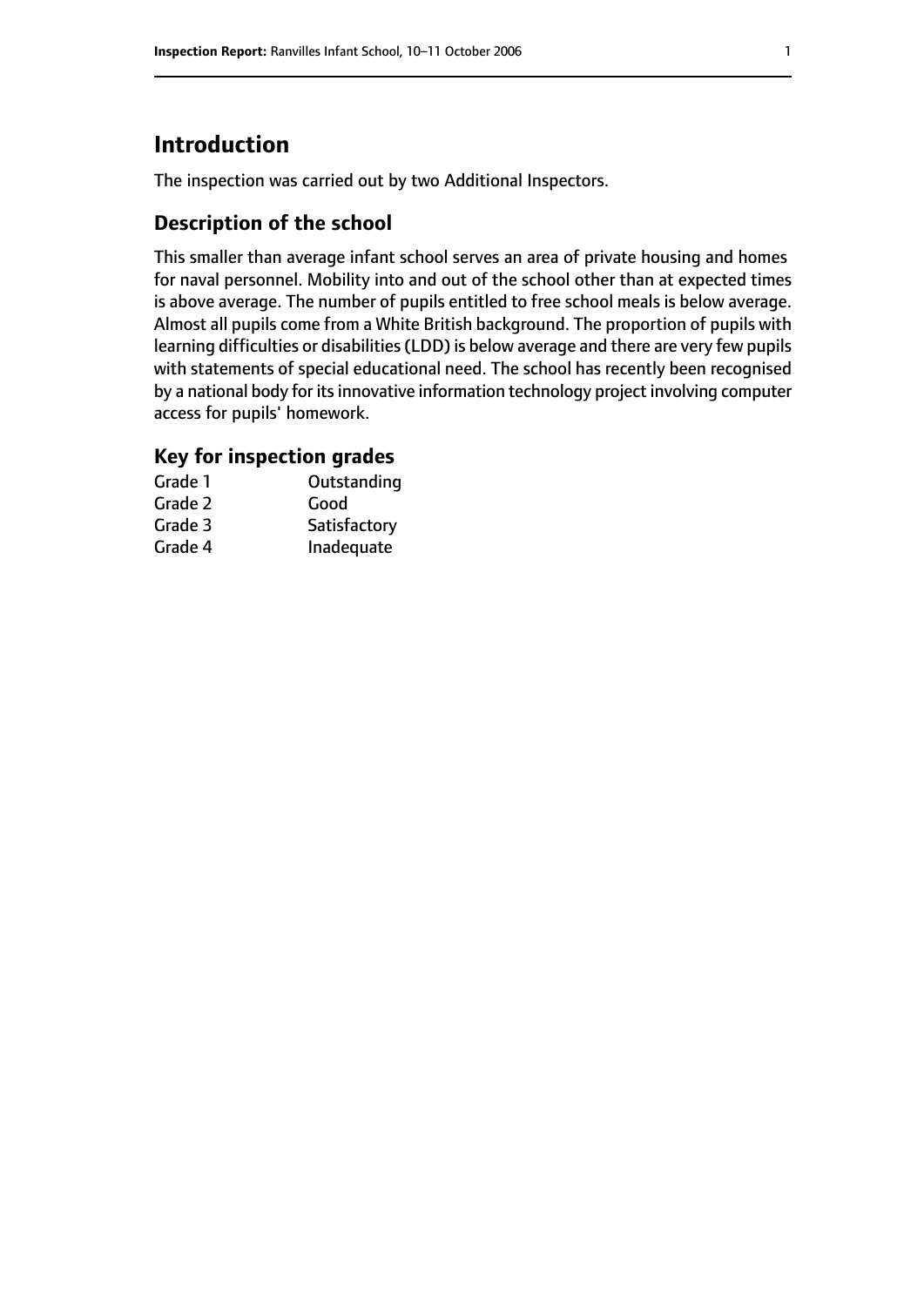# Introduction

The inspection was carried out by two Additional Inspectors.

## Description of the school

This smaller than average infant school serves an area of private housing and homes for naval personnel. Mobility into and out of the school other than at expected times is above average. The number of pupils entitled to free school meals is below average. Almost all pupils come from a White British background. The proportion of pupils with learning difficulties or disabilities (LDD) is below average and there are very few pupils with statements of special educational need. The school has recently been recognised by a national body for its innovative information technology project involving computer access for pupils' homework.

## Key for inspection grades

| | |
|---|---|
| Grade 1 | Outstanding |
| Grade 2 | Good |
| Grade 3 | Satisfactory |
| Grade 4 | Inadequate |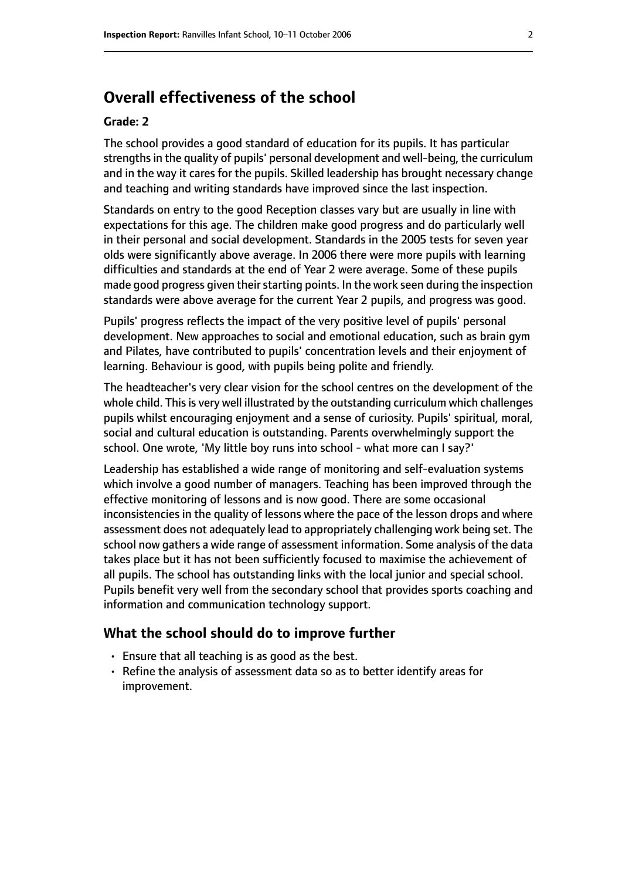## Overall effectiveness of the school

**Grade: 2**

The school provides a good standard of education for its pupils. It has particular strengths in the quality of pupils' personal development and well-being, the curriculum and in the way it cares for the pupils. Skilled leadership has brought necessary change and teaching and writing standards have improved since the last inspection.

Standards on entry to the good Reception classes vary but are usually in line with expectations for this age. The children make good progress and do particularly well in their personal and social development. Standards in the 2005 tests for seven year olds were significantly above average. In 2006 there were more pupils with learning difficulties and standards at the end of Year 2 were average. Some of these pupils made good progress given their starting points. In the work seen during the inspection standards were above average for the current Year 2 pupils, and progress was good.

Pupils' progress reflects the impact of the very positive level of pupils' personal development. New approaches to social and emotional education, such as brain gym and Pilates, have contributed to pupils' concentration levels and their enjoyment of learning. Behaviour is good, with pupils being polite and friendly.

The headteacher's very clear vision for the school centres on the development of the whole child. This is very well illustrated by the outstanding curriculum which challenges pupils whilst encouraging enjoyment and a sense of curiosity. Pupils' spiritual, moral, social and cultural education is outstanding. Parents overwhelmingly support the school. One wrote, 'My little boy runs into school - what more can I say?'

Leadership has established a wide range of monitoring and self-evaluation systems which involve a good number of managers. Teaching has been improved through the effective monitoring of lessons and is now good. There are some occasional inconsistencies in the quality of lessons where the pace of the lesson drops and where assessment does not adequately lead to appropriately challenging work being set. The school now gathers a wide range of assessment information. Some analysis of the data takes place but it has not been sufficiently focused to maximise the achievement of all pupils. The school has outstanding links with the local junior and special school. Pupils benefit very well from the secondary school that provides sports coaching and information and communication technology support.

### What the school should do to improve further

- Ensure that all teaching is as good as the best.
- Refine the analysis of assessment data so as to better identify areas for improvement.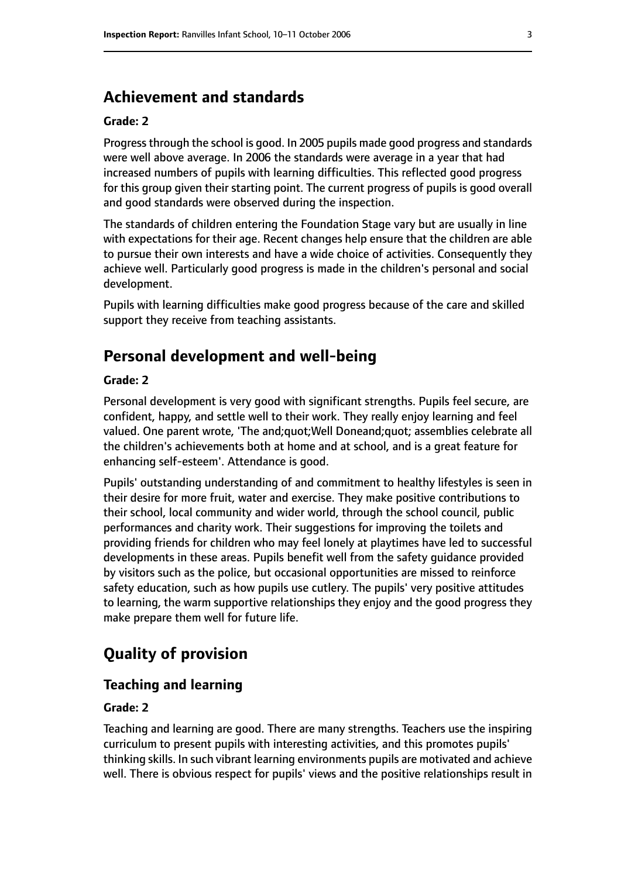## Achievement and standards

**Grade: 2**

Progress through the school is good. In 2005 pupils made good progress and standards were well above average. In 2006 the standards were average in a year that had increased numbers of pupils with learning difficulties. This reflected good progress for this group given their starting point. The current progress of pupils is good overall and good standards were observed during the inspection.

The standards of children entering the Foundation Stage vary but are usually in line with expectations for their age. Recent changes help ensure that the children are able to pursue their own interests and have a wide choice of activities. Consequently they achieve well. Particularly good progress is made in the children's personal and social development.

Pupils with learning difficulties make good progress because of the care and skilled support they receive from teaching assistants.

## Personal development and well-being

**Grade: 2**

Personal development is very good with significant strengths. Pupils feel secure, are confident, happy, and settle well to their work. They really enjoy learning and feel valued. One parent wrote, 'The and;quot;Well Doneand;quot; assemblies celebrate all the children's achievements both at home and at school, and is a great feature for enhancing self-esteem'. Attendance is good.

Pupils' outstanding understanding of and commitment to healthy lifestyles is seen in their desire for more fruit, water and exercise. They make positive contributions to their school, local community and wider world, through the school council, public performances and charity work. Their suggestions for improving the toilets and providing friends for children who may feel lonely at playtimes have led to successful developments in these areas. Pupils benefit well from the safety guidance provided by visitors such as the police, but occasional opportunities are missed to reinforce safety education, such as how pupils use cutlery. The pupils' very positive attitudes to learning, the warm supportive relationships they enjoy and the good progress they make prepare them well for future life.

# Quality of provision

## Teaching and learning

**Grade: 2**

Teaching and learning are good. There are many strengths. Teachers use the inspiring curriculum to present pupils with interesting activities, and this promotes pupils' thinking skills. In such vibrant learning environments pupils are motivated and achieve well. There is obvious respect for pupils' views and the positive relationships result in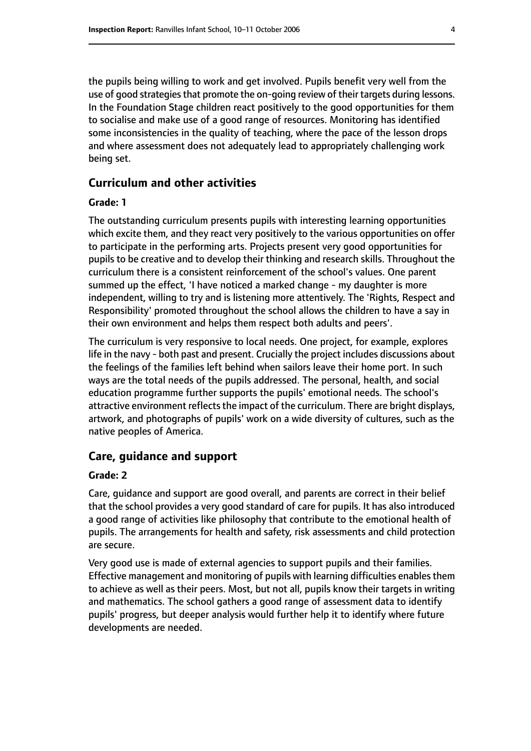the pupils being willing to work and get involved. Pupils benefit very well from the use of good strategies that promote the on-going review of their targets during lessons. In the Foundation Stage children react positively to the good opportunities for them to socialise and make use of a good range of resources. Monitoring has identified some inconsistencies in the quality of teaching, where the pace of the lesson drops and where assessment does not adequately lead to appropriately challenging work being set.

## Curriculum and other activities

#### Grade: 1

The outstanding curriculum presents pupils with interesting learning opportunities which excite them, and they react very positively to the various opportunities on offer to participate in the performing arts. Projects present very good opportunities for pupils to be creative and to develop their thinking and research skills. Throughout the curriculum there is a consistent reinforcement of the school's values. One parent summed up the effect, 'I have noticed a marked change - my daughter is more independent, willing to try and is listening more attentively. The 'Rights, Respect and Responsibility' promoted throughout the school allows the children to have a say in their own environment and helps them respect both adults and peers'.

The curriculum is very responsive to local needs. One project, for example, explores life in the navy - both past and present. Crucially the project includes discussions about the feelings of the families left behind when sailors leave their home port. In such ways are the total needs of the pupils addressed. The personal, health, and social education programme further supports the pupils' emotional needs. The school's attractive environment reflects the impact of the curriculum. There are bright displays, artwork, and photographs of pupils' work on a wide diversity of cultures, such as the native peoples of America.

## Care, guidance and support

#### Grade: 2

Care, guidance and support are good overall, and parents are correct in their belief that the school provides a very good standard of care for pupils. It has also introduced a good range of activities like philosophy that contribute to the emotional health of pupils. The arrangements for health and safety, risk assessments and child protection are secure.

Very good use is made of external agencies to support pupils and their families. Effective management and monitoring of pupils with learning difficulties enables them to achieve as well as their peers. Most, but not all, pupils know their targets in writing and mathematics. The school gathers a good range of assessment data to identify pupils' progress, but deeper analysis would further help it to identify where future developments are needed.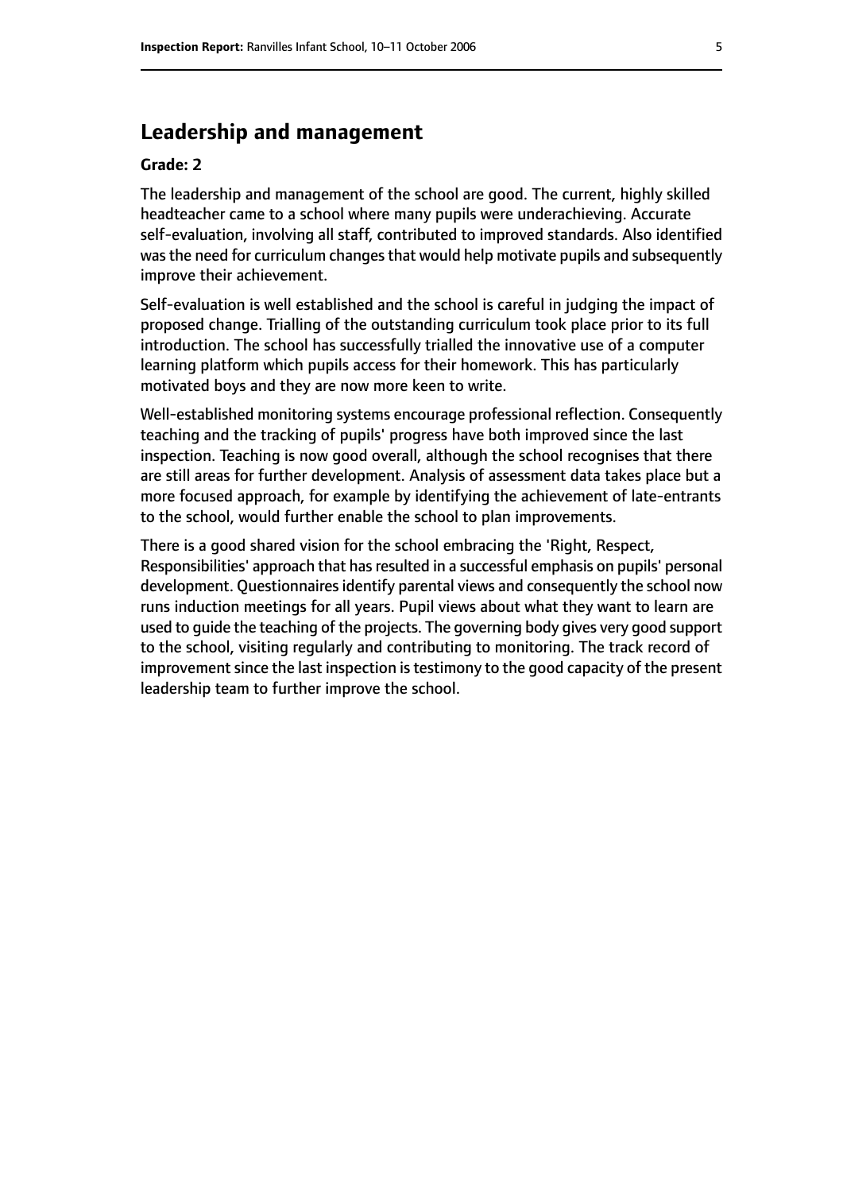## Leadership and management

**Grade: 2**

The leadership and management of the school are good. The current, highly skilled headteacher came to a school where many pupils were underachieving. Accurate self-evaluation, involving all staff, contributed to improved standards. Also identified was the need for curriculum changes that would help motivate pupils and subsequently improve their achievement.

Self-evaluation is well established and the school is careful in judging the impact of proposed change. Trialling of the outstanding curriculum took place prior to its full introduction. The school has successfully trialled the innovative use of a computer learning platform which pupils access for their homework. This has particularly motivated boys and they are now more keen to write.

Well-established monitoring systems encourage professional reflection. Consequently teaching and the tracking of pupils' progress have both improved since the last inspection. Teaching is now good overall, although the school recognises that there are still areas for further development. Analysis of assessment data takes place but a more focused approach, for example by identifying the achievement of late-entrants to the school, would further enable the school to plan improvements.

There is a good shared vision for the school embracing the 'Right, Respect, Responsibilities' approach that has resulted in a successful emphasis on pupils' personal development. Questionnaires identify parental views and consequently the school now runs induction meetings for all years. Pupil views about what they want to learn are used to guide the teaching of the projects. The governing body gives very good support to the school, visiting regularly and contributing to monitoring. The track record of improvement since the last inspection is testimony to the good capacity of the present leadership team to further improve the school.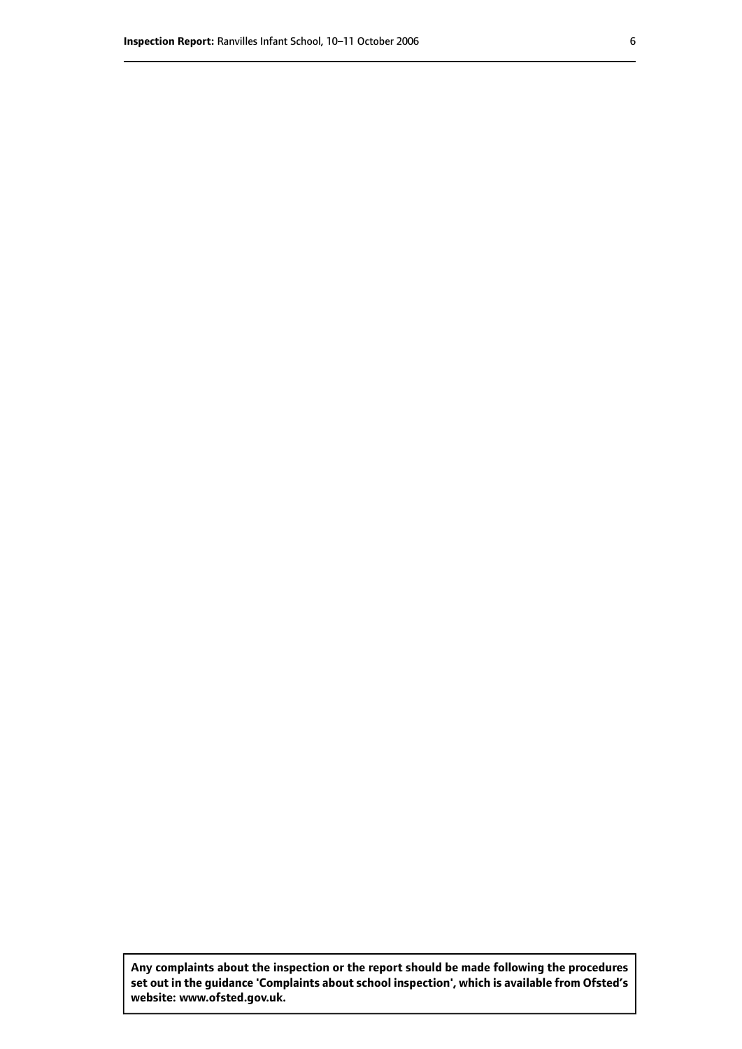**Any complaints about the inspection or the report should be made following the procedures set out in the guidance 'Complaints about school inspection', which is available from Ofsted's website: www.ofsted.gov.uk.**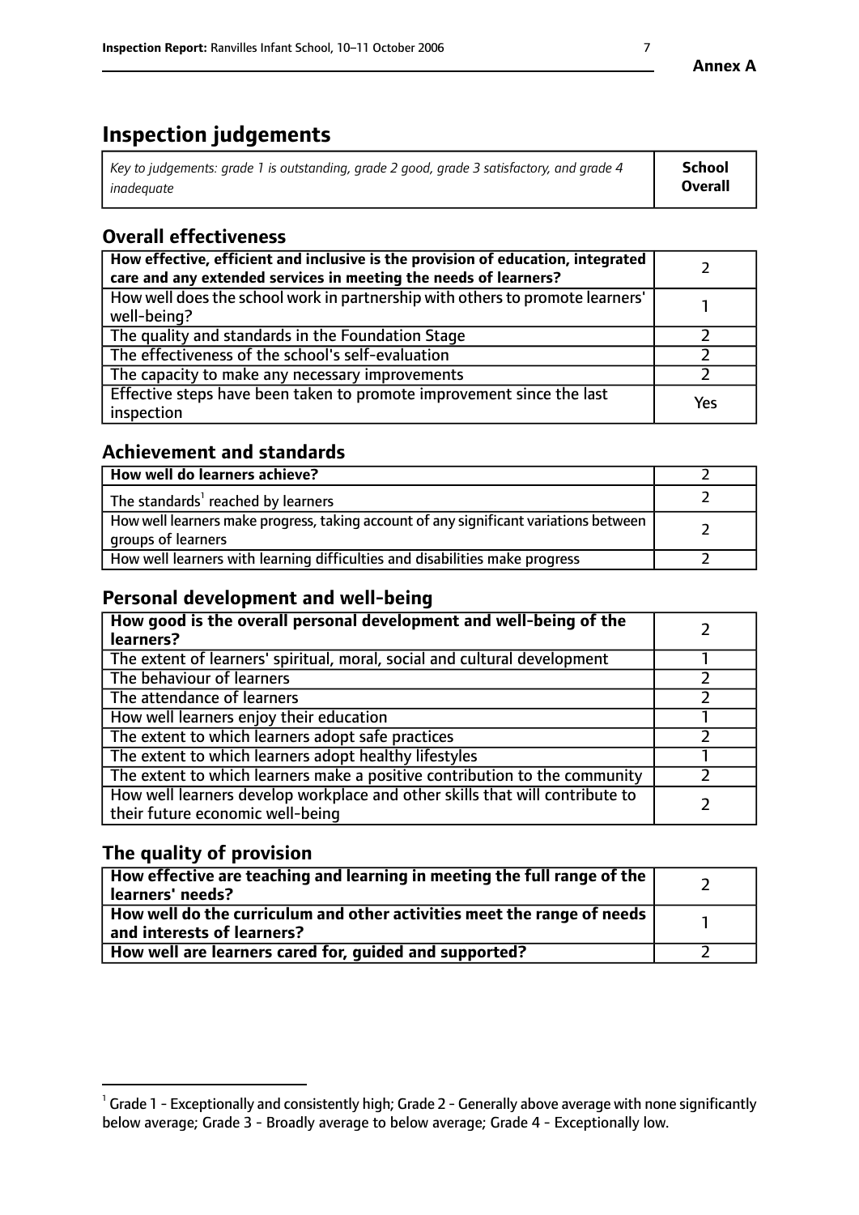Annex A

# Inspection judgements

| *Key to judgements: grade 1 is outstanding, grade 2 good, grade 3 satisfactory, and grade 4 inadequate* | **School Overall** |
|---|---|

## Overall effectiveness

| | |
|---|---|
| **How effective, efficient and inclusive is the provision of education, integrated care and any extended services in meeting the needs of learners?** | 2 |
| How well does the school work in partnership with others to promote learners' well-being? | 1 |
| The quality and standards in the Foundation Stage | 2 |
| The effectiveness of the school's self-evaluation | 2 |
| The capacity to make any necessary improvements | 2 |
| Effective steps have been taken to promote improvement since the last inspection | Yes |

## Achievement and standards

| | |
|---|---|
| **How well do learners achieve?** | 2 |
| The standards[1] reached by learners | 2 |
| How well learners make progress, taking account of any significant variations between groups of learners | 2 |
| How well learners with learning difficulties and disabilities make progress | 2 |

## Personal development and well-being

| | |
|---|---|
| **How good is the overall personal development and well-being of the learners?** | 2 |
| The extent of learners' spiritual, moral, social and cultural development | 1 |
| The behaviour of learners | 2 |
| The attendance of learners | 2 |
| How well learners enjoy their education | 1 |
| The extent to which learners adopt safe practices | 2 |
| The extent to which learners adopt healthy lifestyles | 1 |
| The extent to which learners make a positive contribution to the community | 2 |
| How well learners develop workplace and other skills that will contribute to their future economic well-being | 2 |

## The quality of provision

| | |
|---|---|
| **How effective are teaching and learning in meeting the full range of the learners' needs?** | 2 |
| **How well do the curriculum and other activities meet the range of needs and interests of learners?** | 1 |
| **How well are learners cared for, guided and supported?** | 2 |

[1] Grade 1 - Exceptionally and consistently high; Grade 2 - Generally above average with none significantly below average; Grade 3 - Broadly average to below average; Grade 4 - Exceptionally low.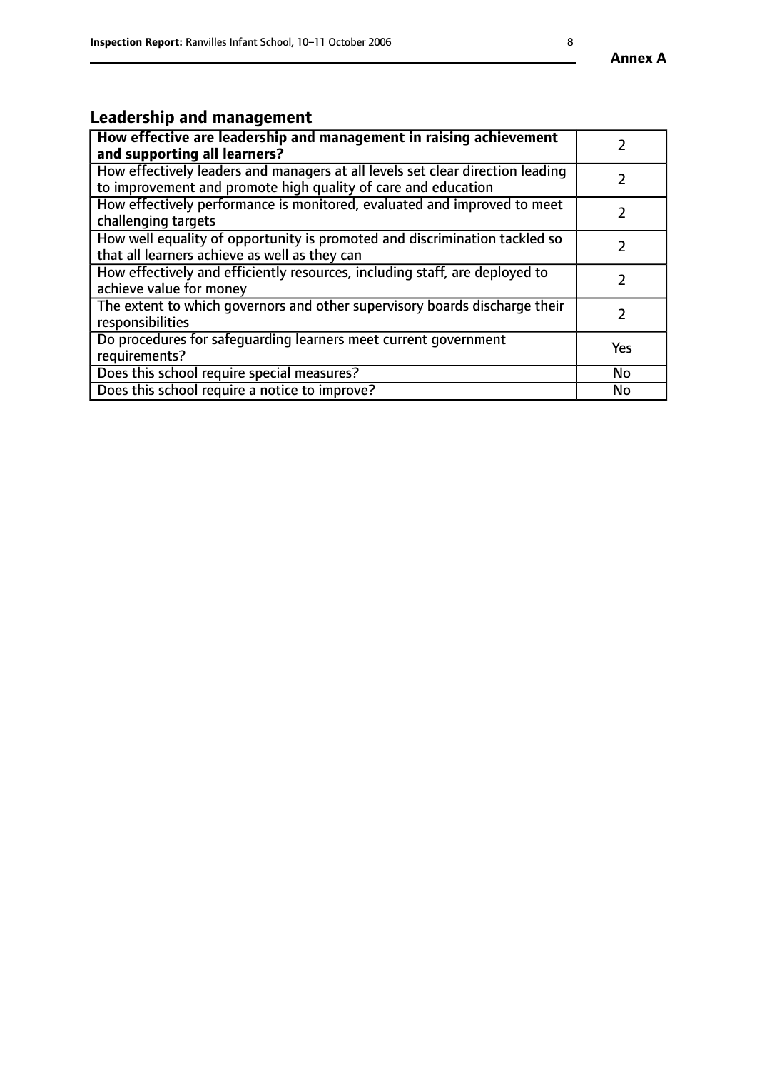Annex A

## Leadership and management

| **How effective are leadership and management in raising achievement and supporting all learners?** | 2 |
| --- | --- |
| How effectively leaders and managers at all levels set clear direction leading to improvement and promote high quality of care and education | 2 |
| How effectively performance is monitored, evaluated and improved to meet challenging targets | 2 |
| How well equality of opportunity is promoted and discrimination tackled so that all learners achieve as well as they can | 2 |
| How effectively and efficiently resources, including staff, are deployed to achieve value for money | 2 |
| The extent to which governors and other supervisory boards discharge their responsibilities | 2 |
| Do procedures for safeguarding learners meet current government requirements? | Yes |
| Does this school require special measures? | No |
| Does this school require a notice to improve? | No |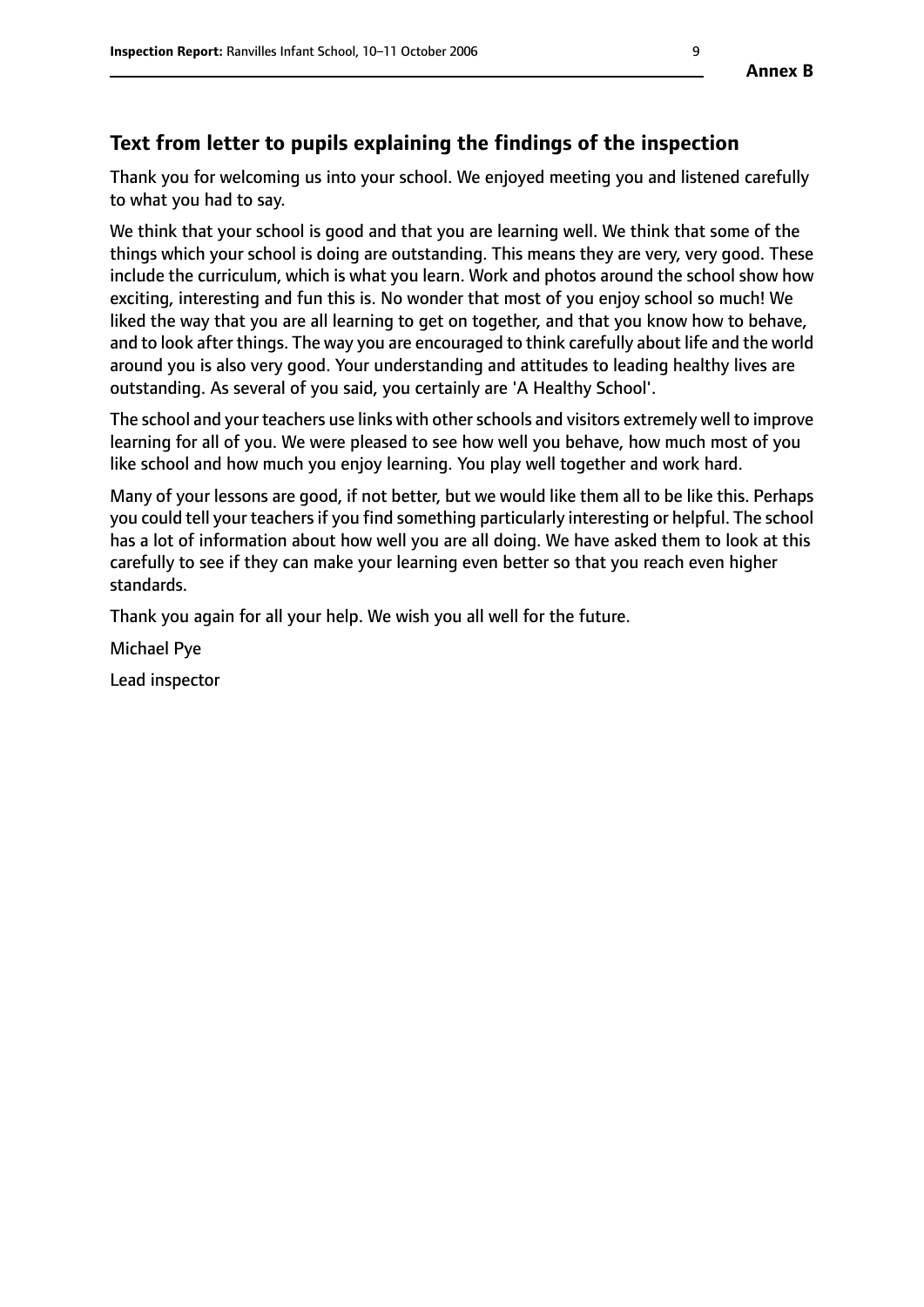## Text from letter to pupils explaining the findings of the inspection

Thank you for welcoming us into your school. We enjoyed meeting you and listened carefully to what you had to say.

We think that your school is good and that you are learning well. We think that some of the things which your school is doing are outstanding. This means they are very, very good. These include the curriculum, which is what you learn. Work and photos around the school show how exciting, interesting and fun this is. No wonder that most of you enjoy school so much! We liked the way that you are all learning to get on together, and that you know how to behave, and to look after things. The way you are encouraged to think carefully about life and the world around you is also very good. Your understanding and attitudes to leading healthy lives are outstanding. As several of you said, you certainly are 'A Healthy School'.

The school and your teachers use links with other schools and visitors extremely well to improve learning for all of you. We were pleased to see how well you behave, how much most of you like school and how much you enjoy learning. You play well together and work hard.

Many of your lessons are good, if not better, but we would like them all to be like this. Perhaps you could tell your teachers if you find something particularly interesting or helpful. The school has a lot of information about how well you are all doing. We have asked them to look at this carefully to see if they can make your learning even better so that you reach even higher standards.

Thank you again for all your help. We wish you all well for the future.

Michael Pye

Lead inspector